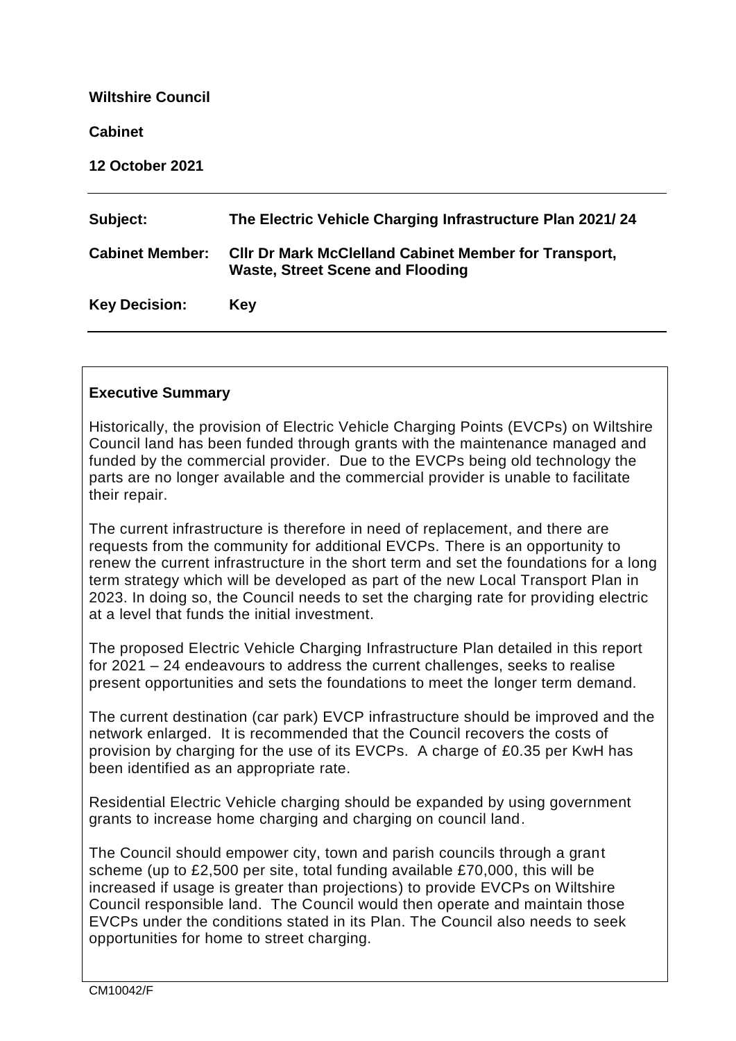**Wiltshire Council**

**Cabinet**

**12 October 2021**

| | |
|---|---|
| **Subject:** | **The Electric Vehicle Charging Infrastructure Plan 2021/ 24** |
| **Cabinet Member:** | **Cllr Dr Mark McClelland Cabinet Member for Transport, Waste, Street Scene and Flooding** |
| **Key Decision:** | **Key** |

## Executive Summary

Historically, the provision of Electric Vehicle Charging Points (EVCPs) on Wiltshire Council land has been funded through grants with the maintenance managed and funded by the commercial provider. Due to the EVCPs being old technology the parts are no longer available and the commercial provider is unable to facilitate their repair.

The current infrastructure is therefore in need of replacement, and there are requests from the community for additional EVCPs. There is an opportunity to renew the current infrastructure in the short term and set the foundations for a long term strategy which will be developed as part of the new Local Transport Plan in 2023. In doing so, the Council needs to set the charging rate for providing electric at a level that funds the initial investment.

The proposed Electric Vehicle Charging Infrastructure Plan detailed in this report for 2021 – 24 endeavours to address the current challenges, seeks to realise present opportunities and sets the foundations to meet the longer term demand.

The current destination (car park) EVCP infrastructure should be improved and the network enlarged. It is recommended that the Council recovers the costs of provision by charging for the use of its EVCPs. A charge of £0.35 per KwH has been identified as an appropriate rate.

Residential Electric Vehicle charging should be expanded by using government grants to increase home charging and charging on council land.

The Council should empower city, town and parish councils through a grant scheme (up to £2,500 per site, total funding available £70,000, this will be increased if usage is greater than projections) to provide EVCPs on Wiltshire Council responsible land. The Council would then operate and maintain those EVCPs under the conditions stated in its Plan. The Council also needs to seek opportunities for home to street charging.

CM10042/F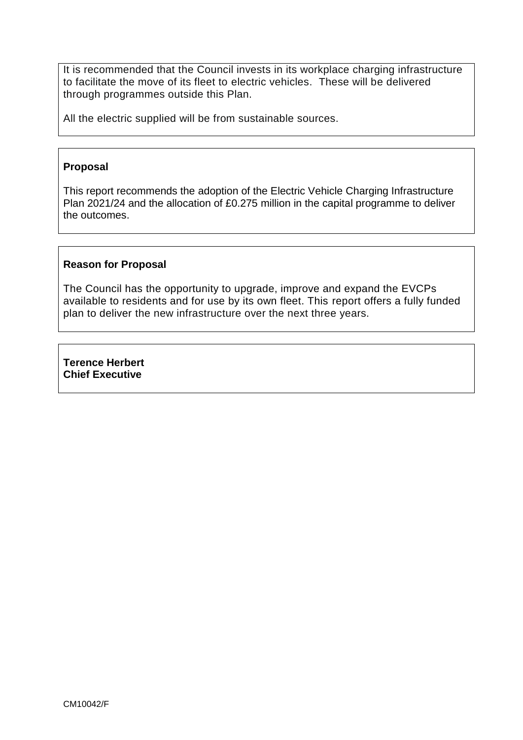It is recommended that the Council invests in its workplace charging infrastructure to facilitate the move of its fleet to electric vehicles. These will be delivered through programmes outside this Plan.

All the electric supplied will be from sustainable sources.

**Proposal**

This report recommends the adoption of the Electric Vehicle Charging Infrastructure Plan 2021/24 and the allocation of £0.275 million in the capital programme to deliver the outcomes.

**Reason for Proposal**

The Council has the opportunity to upgrade, improve and expand the EVCPs available to residents and for use by its own fleet. This report offers a fully funded plan to deliver the new infrastructure over the next three years.

**Terence Herbert**
**Chief Executive**

CM10042/F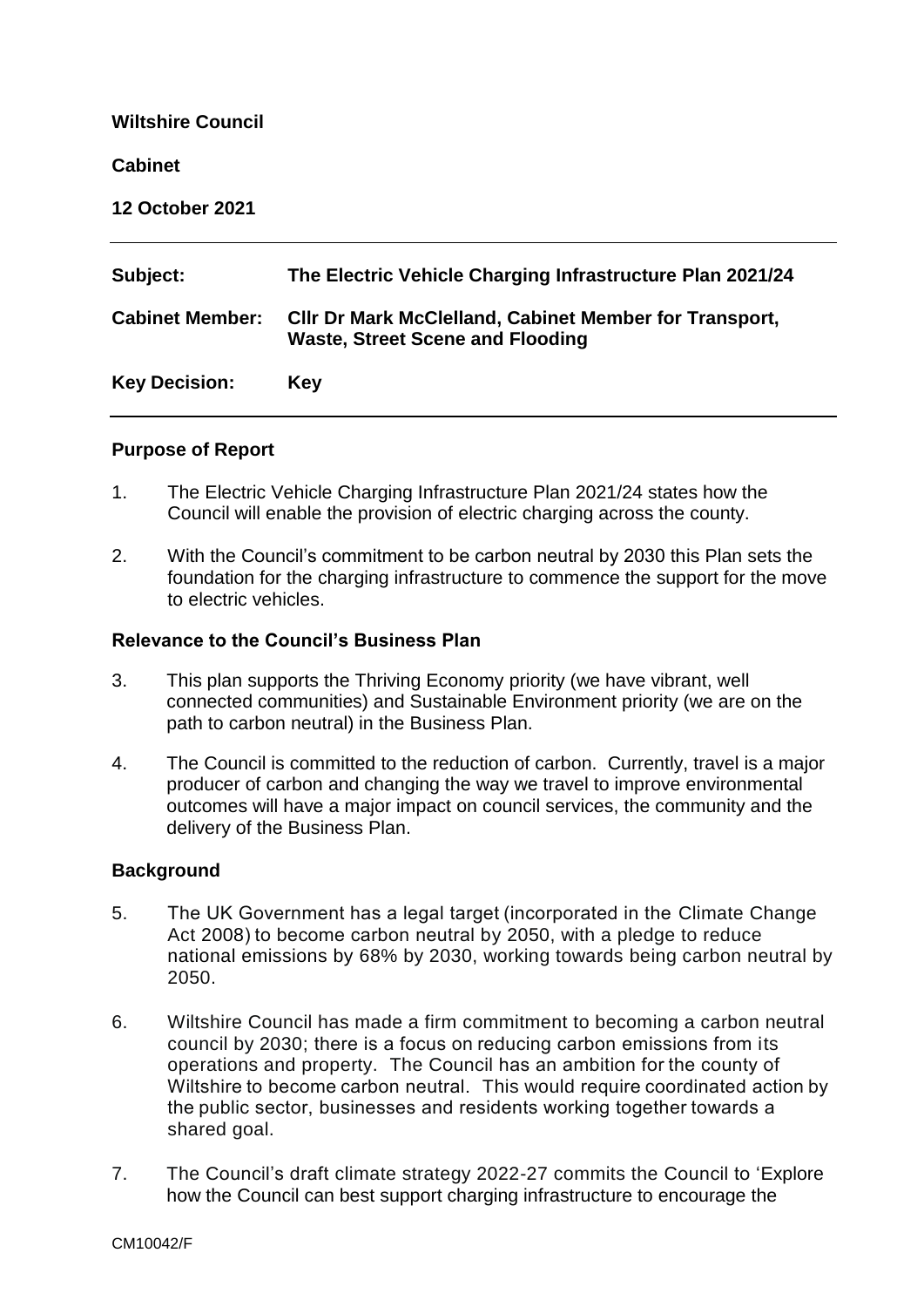**Wiltshire Council**

**Cabinet**

**12 October 2021**

| | |
|---|---|
| **Subject:** | **The Electric Vehicle Charging Infrastructure Plan 2021/24** |
| **Cabinet Member:** | **Cllr Dr Mark McClelland, Cabinet Member for Transport, Waste, Street Scene and Flooding** |
| **Key Decision:** | **Key** |

**Purpose of Report**

1. The Electric Vehicle Charging Infrastructure Plan 2021/24 states how the Council will enable the provision of electric charging across the county.

2. With the Council's commitment to be carbon neutral by 2030 this Plan sets the foundation for the charging infrastructure to commence the support for the move to electric vehicles.

**Relevance to the Council's Business Plan**

3. This plan supports the Thriving Economy priority (we have vibrant, well connected communities) and Sustainable Environment priority (we are on the path to carbon neutral) in the Business Plan.

4. The Council is committed to the reduction of carbon. Currently, travel is a major producer of carbon and changing the way we travel to improve environmental outcomes will have a major impact on council services, the community and the delivery of the Business Plan.

**Background**

5. The UK Government has a legal target (incorporated in the Climate Change Act 2008) to become carbon neutral by 2050, with a pledge to reduce national emissions by 68% by 2030, working towards being carbon neutral by 2050.

6. Wiltshire Council has made a firm commitment to becoming a carbon neutral council by 2030; there is a focus on reducing carbon emissions from its operations and property. The Council has an ambition for the county of Wiltshire to become carbon neutral. This would require coordinated action by the public sector, businesses and residents working together towards a shared goal.

7. The Council's draft climate strategy 2022-27 commits the Council to 'Explore how the Council can best support charging infrastructure to encourage the

CM10042/F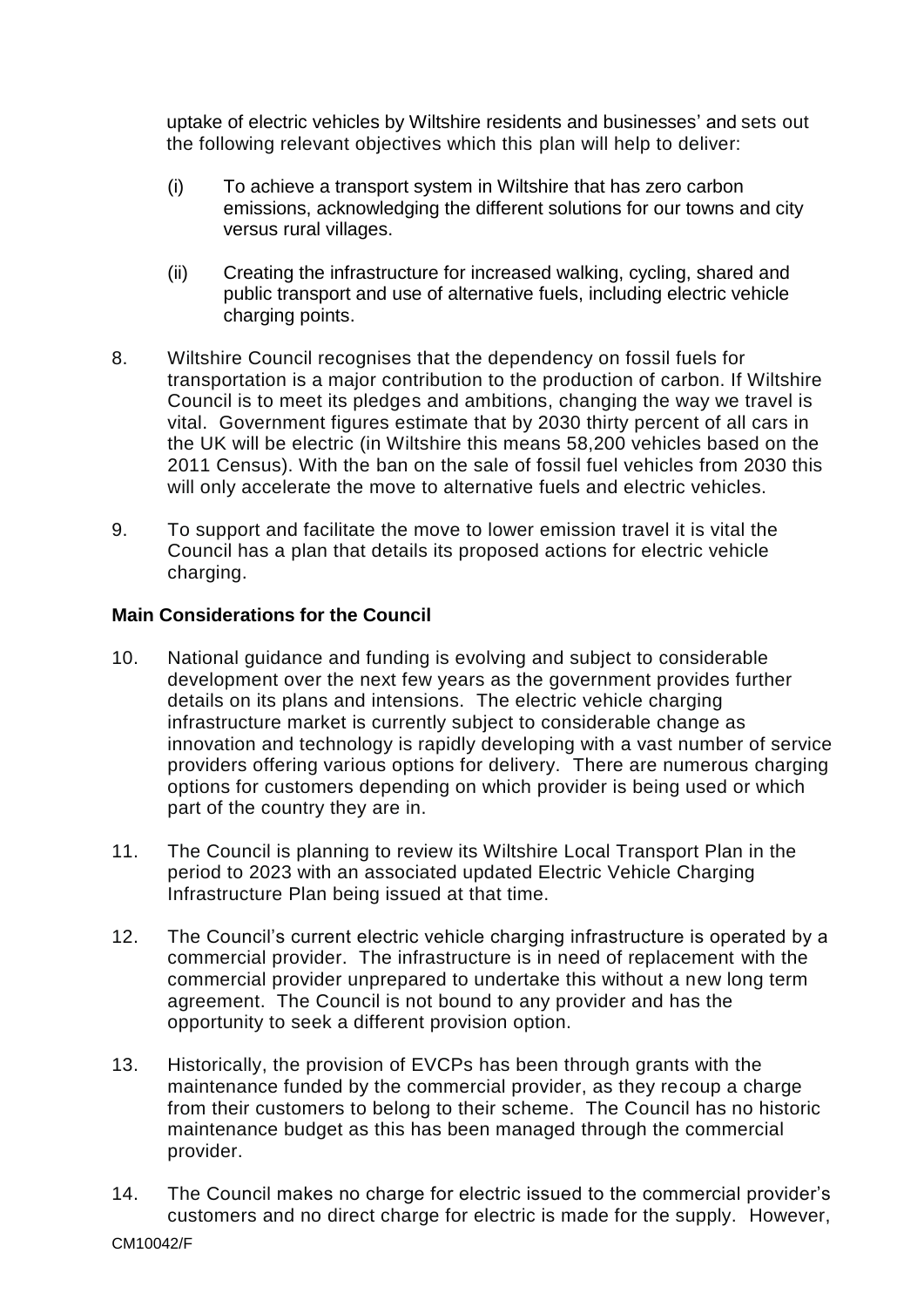uptake of electric vehicles by Wiltshire residents and businesses' and sets out the following relevant objectives which this plan will help to deliver:

(i) To achieve a transport system in Wiltshire that has zero carbon emissions, acknowledging the different solutions for our towns and city versus rural villages.

(ii) Creating the infrastructure for increased walking, cycling, shared and public transport and use of alternative fuels, including electric vehicle charging points.

8. Wiltshire Council recognises that the dependency on fossil fuels for transportation is a major contribution to the production of carbon. If Wiltshire Council is to meet its pledges and ambitions, changing the way we travel is vital. Government figures estimate that by 2030 thirty percent of all cars in the UK will be electric (in Wiltshire this means 58,200 vehicles based on the 2011 Census). With the ban on the sale of fossil fuel vehicles from 2030 this will only accelerate the move to alternative fuels and electric vehicles.

9. To support and facilitate the move to lower emission travel it is vital the Council has a plan that details its proposed actions for electric vehicle charging.

**Main Considerations for the Council**

10. National guidance and funding is evolving and subject to considerable development over the next few years as the government provides further details on its plans and intensions. The electric vehicle charging infrastructure market is currently subject to considerable change as innovation and technology is rapidly developing with a vast number of service providers offering various options for delivery. There are numerous charging options for customers depending on which provider is being used or which part of the country they are in.

11. The Council is planning to review its Wiltshire Local Transport Plan in the period to 2023 with an associated updated Electric Vehicle Charging Infrastructure Plan being issued at that time.

12. The Council's current electric vehicle charging infrastructure is operated by a commercial provider. The infrastructure is in need of replacement with the commercial provider unprepared to undertake this without a new long term agreement. The Council is not bound to any provider and has the opportunity to seek a different provision option.

13. Historically, the provision of EVCPs has been through grants with the maintenance funded by the commercial provider, as they recoup a charge from their customers to belong to their scheme. The Council has no historic maintenance budget as this has been managed through the commercial provider.

14. The Council makes no charge for electric issued to the commercial provider's customers and no direct charge for electric is made for the supply. However,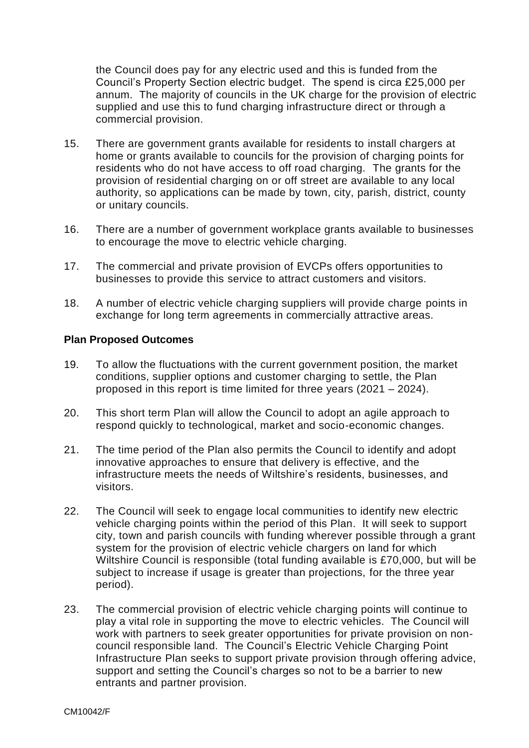the Council does pay for any electric used and this is funded from the Council's Property Section electric budget. The spend is circa £25,000 per annum. The majority of councils in the UK charge for the provision of electric supplied and use this to fund charging infrastructure direct or through a commercial provision.

15. There are government grants available for residents to install chargers at home or grants available to councils for the provision of charging points for residents who do not have access to off road charging. The grants for the provision of residential charging on or off street are available to any local authority, so applications can be made by town, city, parish, district, county or unitary councils.

16. There are a number of government workplace grants available to businesses to encourage the move to electric vehicle charging.

17. The commercial and private provision of EVCPs offers opportunities to businesses to provide this service to attract customers and visitors.

18. A number of electric vehicle charging suppliers will provide charge points in exchange for long term agreements in commercially attractive areas.

**Plan Proposed Outcomes**

19. To allow the fluctuations with the current government position, the market conditions, supplier options and customer charging to settle, the Plan proposed in this report is time limited for three years (2021 – 2024).

20. This short term Plan will allow the Council to adopt an agile approach to respond quickly to technological, market and socio-economic changes.

21. The time period of the Plan also permits the Council to identify and adopt innovative approaches to ensure that delivery is effective, and the infrastructure meets the needs of Wiltshire's residents, businesses, and visitors.

22. The Council will seek to engage local communities to identify new electric vehicle charging points within the period of this Plan. It will seek to support city, town and parish councils with funding wherever possible through a grant system for the provision of electric vehicle chargers on land for which Wiltshire Council is responsible (total funding available is £70,000, but will be subject to increase if usage is greater than projections, for the three year period).

23. The commercial provision of electric vehicle charging points will continue to play a vital role in supporting the move to electric vehicles. The Council will work with partners to seek greater opportunities for private provision on non-council responsible land. The Council's Electric Vehicle Charging Point Infrastructure Plan seeks to support private provision through offering advice, support and setting the Council's charges so not to be a barrier to new entrants and partner provision.

CM10042/F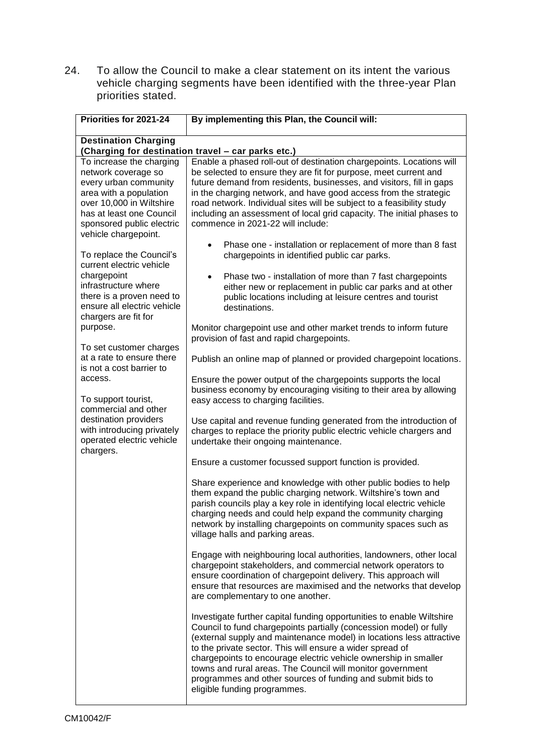24. To allow the Council to make a clear statement on its intent the various vehicle charging segments have been identified with the three-year Plan priorities stated.

| Priorities for 2021-24 | By implementing this Plan, the Council will: |
|---|---|
| **Destination Charging (Charging for destination travel – car parks etc.)** | |
| To increase the charging network coverage so every urban community area with a population over 10,000 in Wiltshire has at least one Council sponsored public electric vehicle chargepoint.<br><br>To replace the Council's current electric vehicle chargepoint infrastructure where there is a proven need to ensure all electric vehicle chargers are fit for purpose.<br><br>To set customer charges at a rate to ensure there is not a cost barrier to access.<br><br>To support tourist, commercial and other destination providers with introducing privately operated electric vehicle chargers. | Enable a phased roll-out of destination chargepoints. Locations will be selected to ensure they are fit for purpose, meet current and future demand from residents, businesses, and visitors, fill in gaps in the charging network, and have good access from the strategic road network. Individual sites will be subject to a feasibility study including an assessment of local grid capacity. The initial phases to commence in 2021-22 will include:<br><br>• Phase one - installation or replacement of more than 8 fast chargepoints in identified public car parks.<br><br>• Phase two - installation of more than 7 fast chargepoints either new or replacement in public car parks and at other public locations including at leisure centres and tourist destinations.<br><br>Monitor chargepoint use and other market trends to inform future provision of fast and rapid chargepoints.<br><br>Publish an online map of planned or provided chargepoint locations.<br><br>Ensure the power output of the chargepoints supports the local business economy by encouraging visiting to their area by allowing easy access to charging facilities.<br><br>Use capital and revenue funding generated from the introduction of charges to replace the priority public electric vehicle chargers and undertake their ongoing maintenance.<br><br>Ensure a customer focussed support function is provided.<br><br>Share experience and knowledge with other public bodies to help them expand the public charging network. Wiltshire's town and parish councils play a key role in identifying local electric vehicle charging needs and could help expand the community charging network by installing chargepoints on community spaces such as village halls and parking areas.<br><br>Engage with neighbouring local authorities, landowners, other local chargepoint stakeholders, and commercial network operators to ensure coordination of chargepoint delivery. This approach will ensure that resources are maximised and the networks that develop are complementary to one another.<br><br>Investigate further capital funding opportunities to enable Wiltshire Council to fund chargepoints partially (concession model) or fully (external supply and maintenance model) in locations less attractive to the private sector. This will ensure a wider spread of chargepoints to encourage electric vehicle ownership in smaller towns and rural areas. The Council will monitor government programmes and other sources of funding and submit bids to eligible funding programmes. |

CM10042/F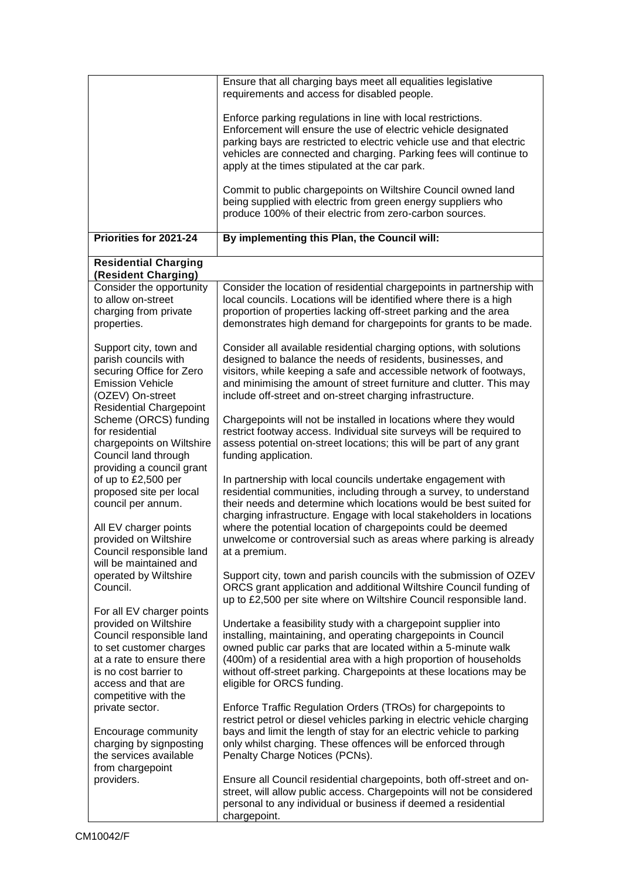| | |
|---|---|
| | Ensure that all charging bays meet all equalities legislative requirements and access for disabled people.<br><br>Enforce parking regulations in line with local restrictions. Enforcement will ensure the use of electric vehicle designated parking bays are restricted to electric vehicle use and that electric vehicles are connected and charging. Parking fees will continue to apply at the times stipulated at the car park.<br><br>Commit to public chargepoints on Wiltshire Council owned land being supplied with electric from green energy suppliers who produce 100% of their electric from zero-carbon sources. |
| **Priorities for 2021-24** | **By implementing this Plan, the Council will:** |
| **Residential Charging (Resident Charging)** | |
| Consider the opportunity to allow on-street charging from private properties.<br><br>Support city, town and parish councils with securing Office for Zero Emission Vehicle (OZEV) On-street Residential Chargepoint Scheme (ORCS) funding for residential chargepoints on Wiltshire Council land through providing a council grant of up to £2,500 per proposed site per local council per annum.<br><br>All EV charger points provided on Wiltshire Council responsible land will be maintained and operated by Wiltshire Council.<br><br>For all EV charger points provided on Wiltshire Council responsible land to set customer charges at a rate to ensure there is no cost barrier to access and that are competitive with the private sector.<br><br>Encourage community charging by signposting the services available from chargepoint providers. | Consider the location of residential chargepoints in partnership with local councils. Locations will be identified where there is a high proportion of properties lacking off-street parking and the area demonstrates high demand for chargepoints for grants to be made.<br><br>Consider all available residential charging options, with solutions designed to balance the needs of residents, businesses, and visitors, while keeping a safe and accessible network of footways, and minimising the amount of street furniture and clutter. This may include off-street and on-street charging infrastructure.<br><br>Chargepoints will not be installed in locations where they would restrict footway access. Individual site surveys will be required to assess potential on-street locations; this will be part of any grant funding application.<br><br>In partnership with local councils undertake engagement with residential communities, including through a survey, to understand their needs and determine which locations would be best suited for charging infrastructure. Engage with local stakeholders in locations where the potential location of chargepoints could be deemed unwelcome or controversial such as areas where parking is already at a premium.<br><br>Support city, town and parish councils with the submission of OZEV ORCS grant application and additional Wiltshire Council funding of up to £2,500 per site where on Wiltshire Council responsible land.<br><br>Undertake a feasibility study with a chargepoint supplier into installing, maintaining, and operating chargepoints in Council owned public car parks that are located within a 5-minute walk (400m) of a residential area with a high proportion of households without off-street parking. Chargepoints at these locations may be eligible for ORCS funding.<br><br>Enforce Traffic Regulation Orders (TROs) for chargepoints to restrict petrol or diesel vehicles parking in electric vehicle charging bays and limit the length of stay for an electric vehicle to parking only whilst charging. These offences will be enforced through Penalty Charge Notices (PCNs).<br><br>Ensure all Council residential chargepoints, both off-street and on-street, will allow public access. Chargepoints will not be considered personal to any individual or business if deemed a residential chargepoint. |

CM10042/F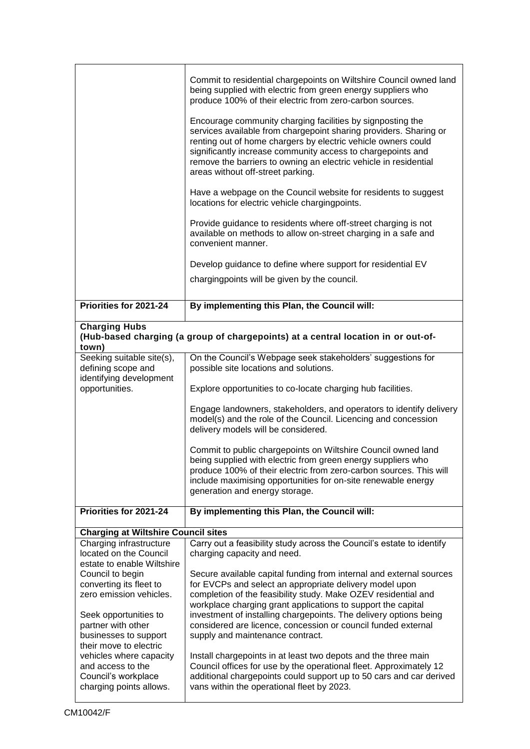| | |
|---|---|
| | Commit to residential chargepoints on Wiltshire Council owned land being supplied with electric from green energy suppliers who produce 100% of their electric from zero-carbon sources.<br><br>Encourage community charging facilities by signposting the services available from chargepoint sharing providers. Sharing or renting out of home chargers by electric vehicle owners could significantly increase community access to chargepoints and remove the barriers to owning an electric vehicle in residential areas without off-street parking.<br><br>Have a webpage on the Council website for residents to suggest locations for electric vehicle chargingpoints.<br><br>Provide guidance to residents where off-street charging is not available on methods to allow on-street charging in a safe and convenient manner.<br><br>Develop guidance to define where support for residential EV chargingpoints will be given by the council. |

| **Priorities for 2021-24** | **By implementing this Plan, the Council will:** |
|---|---|
| **Charging Hubs (Hub-based charging (a group of chargepoints) at a central location in or out-of-town)** | |
| Seeking suitable site(s), defining scope and identifying development opportunities. | On the Council's Webpage seek stakeholders' suggestions for possible site locations and solutions.<br><br>Explore opportunities to co-locate charging hub facilities.<br><br>Engage landowners, stakeholders, and operators to identify delivery model(s) and the role of the Council. Licencing and concession delivery models will be considered.<br><br>Commit to public chargepoints on Wiltshire Council owned land being supplied with electric from green energy suppliers who produce 100% of their electric from zero-carbon sources. This will include maximising opportunities for on-site renewable energy generation and energy storage. |

| **Priorities for 2021-24** | **By implementing this Plan, the Council will:** |
|---|---|
| **Charging at Wiltshire Council sites** | |
| Charging infrastructure located on the Council estate to enable Wiltshire Council to begin converting its fleet to zero emission vehicles.<br><br>Seek opportunities to partner with other businesses to support their move to electric vehicles where capacity and access to the Council's workplace charging points allows. | Carry out a feasibility study across the Council's estate to identify charging capacity and need.<br><br>Secure available capital funding from internal and external sources for EVCPs and select an appropriate delivery model upon completion of the feasibility study. Make OZEV residential and workplace charging grant applications to support the capital investment of installing chargepoints. The delivery options being considered are licence, concession or council funded external supply and maintenance contract.<br><br>Install chargepoints in at least two depots and the three main Council offices for use by the operational fleet. Approximately 12 additional chargepoints could support up to 50 cars and car derived vans within the operational fleet by 2023. |

CM10042/F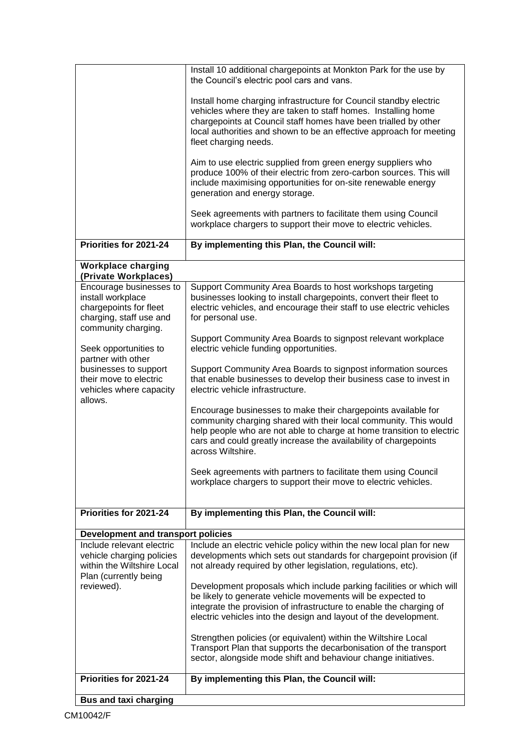| | |
|---|---|
| | Install 10 additional chargepoints at Monkton Park for the use by the Council's electric pool cars and vans.<br><br>Install home charging infrastructure for Council standby electric vehicles where they are taken to staff homes. Installing home chargepoints at Council staff homes have been trialled by other local authorities and shown to be an effective approach for meeting fleet charging needs.<br><br>Aim to use electric supplied from green energy suppliers who produce 100% of their electric from zero-carbon sources. This will include maximising opportunities for on-site renewable energy generation and energy storage.<br><br>Seek agreements with partners to facilitate them using Council workplace chargers to support their move to electric vehicles. |
| **Priorities for 2021-24** | **By implementing this Plan, the Council will:** |
| **Workplace charging (Private Workplaces)** | |
| Encourage businesses to install workplace chargepoints for fleet charging, staff use and community charging.<br><br>Seek opportunities to partner with other businesses to support their move to electric vehicles where capacity allows. | Support Community Area Boards to host workshops targeting businesses looking to install chargepoints, convert their fleet to electric vehicles, and encourage their staff to use electric vehicles for personal use.<br><br>Support Community Area Boards to signpost relevant workplace electric vehicle funding opportunities.<br><br>Support Community Area Boards to signpost information sources that enable businesses to develop their business case to invest in electric vehicle infrastructure.<br><br>Encourage businesses to make their chargepoints available for community charging shared with their local community. This would help people who are not able to charge at home transition to electric cars and could greatly increase the availability of chargepoints across Wiltshire.<br><br>Seek agreements with partners to facilitate them using Council workplace chargers to support their move to electric vehicles. |
| **Priorities for 2021-24** | **By implementing this Plan, the Council will:** |
| **Development and transport policies** | |
| Include relevant electric vehicle charging policies within the Wiltshire Local Plan (currently being reviewed). | Include an electric vehicle policy within the new local plan for new developments which sets out standards for chargepoint provision (if not already required by other legislation, regulations, etc).<br><br>Development proposals which include parking facilities or which will be likely to generate vehicle movements will be expected to integrate the provision of infrastructure to enable the charging of electric vehicles into the design and layout of the development.<br><br>Strengthen policies (or equivalent) within the Wiltshire Local Transport Plan that supports the decarbonisation of the transport sector, alongside mode shift and behaviour change initiatives. |
| **Priorities for 2021-24** | **By implementing this Plan, the Council will:** |
| **Bus and taxi charging** | |

CM10042/F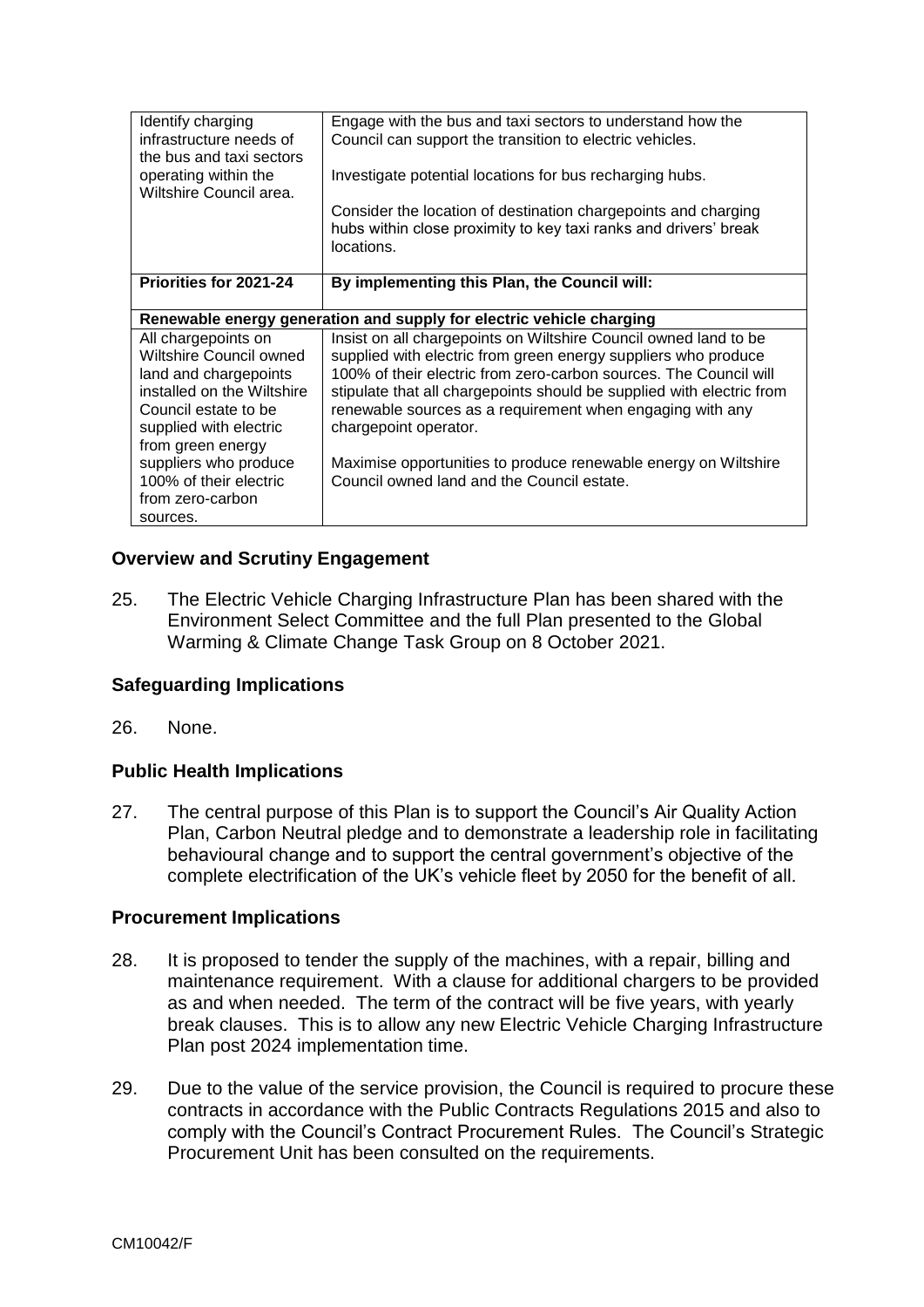| | |
|---|---|
| Identify charging infrastructure needs of the bus and taxi sectors operating within the Wiltshire Council area. | Engage with the bus and taxi sectors to understand how the Council can support the transition to electric vehicles.<br><br>Investigate potential locations for bus recharging hubs.<br><br>Consider the location of destination chargepoints and charging hubs within close proximity to key taxi ranks and drivers' break locations. |
| **Priorities for 2021-24** | **By implementing this Plan, the Council will:** |
| **Renewable energy generation and supply for electric vehicle charging** | |
| All chargepoints on Wiltshire Council owned land and chargepoints installed on the Wiltshire Council estate to be supplied with electric from green energy suppliers who produce 100% of their electric from zero-carbon sources. | Insist on all chargepoints on Wiltshire Council owned land to be supplied with electric from green energy suppliers who produce 100% of their electric from zero-carbon sources. The Council will stipulate that all chargepoints should be supplied with electric from renewable sources as a requirement when engaging with any chargepoint operator.<br><br>Maximise opportunities to produce renewable energy on Wiltshire Council owned land and the Council estate. |

## Overview and Scrutiny Engagement

25. The Electric Vehicle Charging Infrastructure Plan has been shared with the Environment Select Committee and the full Plan presented to the Global Warming & Climate Change Task Group on 8 October 2021.

## Safeguarding Implications

26. None.

## Public Health Implications

27. The central purpose of this Plan is to support the Council's Air Quality Action Plan, Carbon Neutral pledge and to demonstrate a leadership role in facilitating behavioural change and to support the central government's objective of the complete electrification of the UK's vehicle fleet by 2050 for the benefit of all.

## Procurement Implications

28. It is proposed to tender the supply of the machines, with a repair, billing and maintenance requirement. With a clause for additional chargers to be provided as and when needed. The term of the contract will be five years, with yearly break clauses. This is to allow any new Electric Vehicle Charging Infrastructure Plan post 2024 implementation time.

29. Due to the value of the service provision, the Council is required to procure these contracts in accordance with the Public Contracts Regulations 2015 and also to comply with the Council's Contract Procurement Rules. The Council's Strategic Procurement Unit has been consulted on the requirements.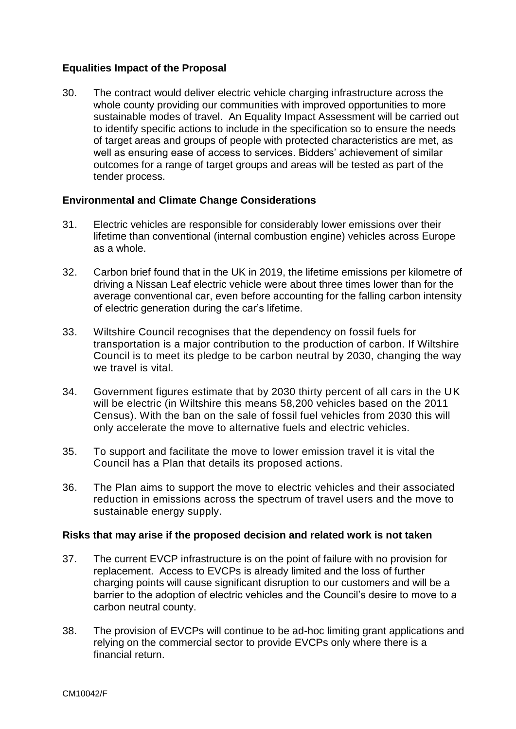**Equalities Impact of the Proposal**

30. The contract would deliver electric vehicle charging infrastructure across the whole county providing our communities with improved opportunities to more sustainable modes of travel. An Equality Impact Assessment will be carried out to identify specific actions to include in the specification so to ensure the needs of target areas and groups of people with protected characteristics are met, as well as ensuring ease of access to services. Bidders' achievement of similar outcomes for a range of target groups and areas will be tested as part of the tender process.

**Environmental and Climate Change Considerations**

31. Electric vehicles are responsible for considerably lower emissions over their lifetime than conventional (internal combustion engine) vehicles across Europe as a whole.

32. Carbon brief found that in the UK in 2019, the lifetime emissions per kilometre of driving a Nissan Leaf electric vehicle were about three times lower than for the average conventional car, even before accounting for the falling carbon intensity of electric generation during the car's lifetime.

33. Wiltshire Council recognises that the dependency on fossil fuels for transportation is a major contribution to the production of carbon. If Wiltshire Council is to meet its pledge to be carbon neutral by 2030, changing the way we travel is vital.

34. Government figures estimate that by 2030 thirty percent of all cars in the UK will be electric (in Wiltshire this means 58,200 vehicles based on the 2011 Census). With the ban on the sale of fossil fuel vehicles from 2030 this will only accelerate the move to alternative fuels and electric vehicles.

35. To support and facilitate the move to lower emission travel it is vital the Council has a Plan that details its proposed actions.

36. The Plan aims to support the move to electric vehicles and their associated reduction in emissions across the spectrum of travel users and the move to sustainable energy supply.

**Risks that may arise if the proposed decision and related work is not taken**

37. The current EVCP infrastructure is on the point of failure with no provision for replacement. Access to EVCPs is already limited and the loss of further charging points will cause significant disruption to our customers and will be a barrier to the adoption of electric vehicles and the Council's desire to move to a carbon neutral county.

38. The provision of EVCPs will continue to be ad-hoc limiting grant applications and relying on the commercial sector to provide EVCPs only where there is a financial return.

CM10042/F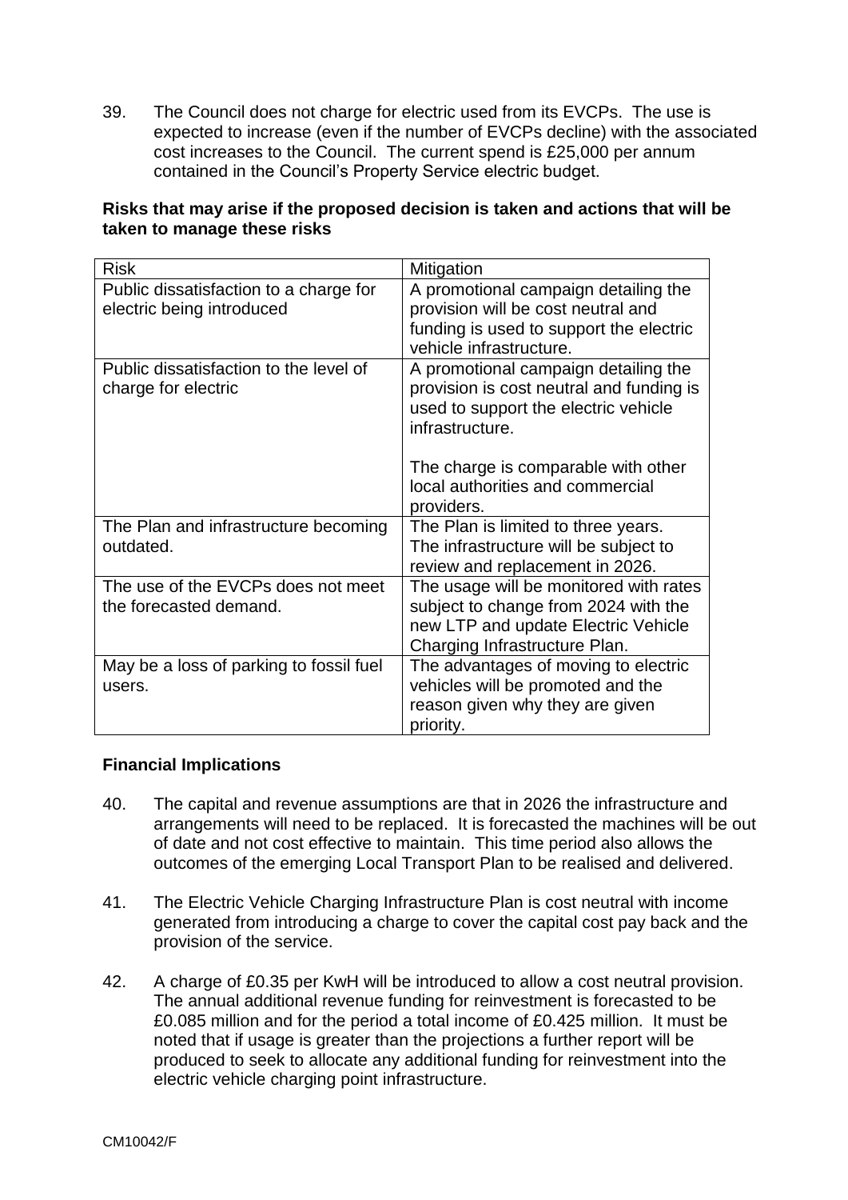39. The Council does not charge for electric used from its EVCPs. The use is expected to increase (even if the number of EVCPs decline) with the associated cost increases to the Council. The current spend is £25,000 per annum contained in the Council's Property Service electric budget.

**Risks that may arise if the proposed decision is taken and actions that will be taken to manage these risks**

| Risk | Mitigation |
|---|---|
| Public dissatisfaction to a charge for electric being introduced | A promotional campaign detailing the provision will be cost neutral and funding is used to support the electric vehicle infrastructure. |
| Public dissatisfaction to the level of charge for electric | A promotional campaign detailing the provision is cost neutral and funding is used to support the electric vehicle infrastructure.<br><br>The charge is comparable with other local authorities and commercial providers. |
| The Plan and infrastructure becoming outdated. | The Plan is limited to three years. The infrastructure will be subject to review and replacement in 2026. |
| The use of the EVCPs does not meet the forecasted demand. | The usage will be monitored with rates subject to change from 2024 with the new LTP and update Electric Vehicle Charging Infrastructure Plan. |
| May be a loss of parking to fossil fuel users. | The advantages of moving to electric vehicles will be promoted and the reason given why they are given priority. |

**Financial Implications**

40. The capital and revenue assumptions are that in 2026 the infrastructure and arrangements will need to be replaced. It is forecasted the machines will be out of date and not cost effective to maintain. This time period also allows the outcomes of the emerging Local Transport Plan to be realised and delivered.

41. The Electric Vehicle Charging Infrastructure Plan is cost neutral with income generated from introducing a charge to cover the capital cost pay back and the provision of the service.

42. A charge of £0.35 per KwH will be introduced to allow a cost neutral provision. The annual additional revenue funding for reinvestment is forecasted to be £0.085 million and for the period a total income of £0.425 million. It must be noted that if usage is greater than the projections a further report will be produced to seek to allocate any additional funding for reinvestment into the electric vehicle charging point infrastructure.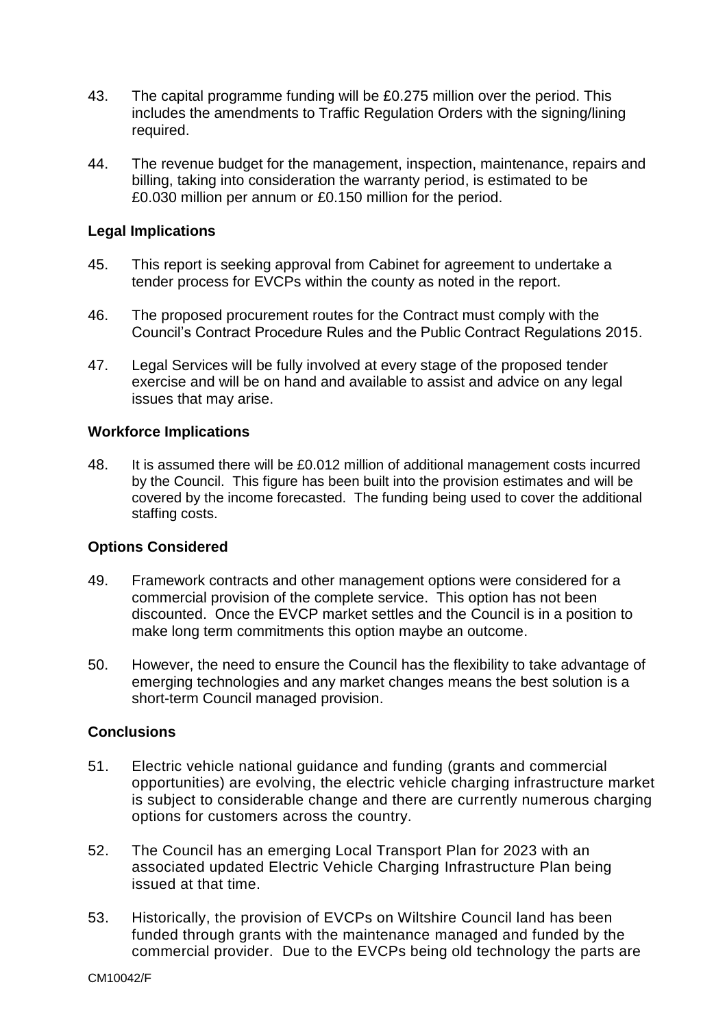43. The capital programme funding will be £0.275 million over the period. This includes the amendments to Traffic Regulation Orders with the signing/lining required.

44. The revenue budget for the management, inspection, maintenance, repairs and billing, taking into consideration the warranty period, is estimated to be £0.030 million per annum or £0.150 million for the period.

**Legal Implications**

45. This report is seeking approval from Cabinet for agreement to undertake a tender process for EVCPs within the county as noted in the report.

46. The proposed procurement routes for the Contract must comply with the Council's Contract Procedure Rules and the Public Contract Regulations 2015.

47. Legal Services will be fully involved at every stage of the proposed tender exercise and will be on hand and available to assist and advice on any legal issues that may arise.

**Workforce Implications**

48. It is assumed there will be £0.012 million of additional management costs incurred by the Council. This figure has been built into the provision estimates and will be covered by the income forecasted. The funding being used to cover the additional staffing costs.

**Options Considered**

49. Framework contracts and other management options were considered for a commercial provision of the complete service. This option has not been discounted. Once the EVCP market settles and the Council is in a position to make long term commitments this option maybe an outcome.

50. However, the need to ensure the Council has the flexibility to take advantage of emerging technologies and any market changes means the best solution is a short-term Council managed provision.

**Conclusions**

51. Electric vehicle national guidance and funding (grants and commercial opportunities) are evolving, the electric vehicle charging infrastructure market is subject to considerable change and there are currently numerous charging options for customers across the country.

52. The Council has an emerging Local Transport Plan for 2023 with an associated updated Electric Vehicle Charging Infrastructure Plan being issued at that time.

53. Historically, the provision of EVCPs on Wiltshire Council land has been funded through grants with the maintenance managed and funded by the commercial provider. Due to the EVCPs being old technology the parts are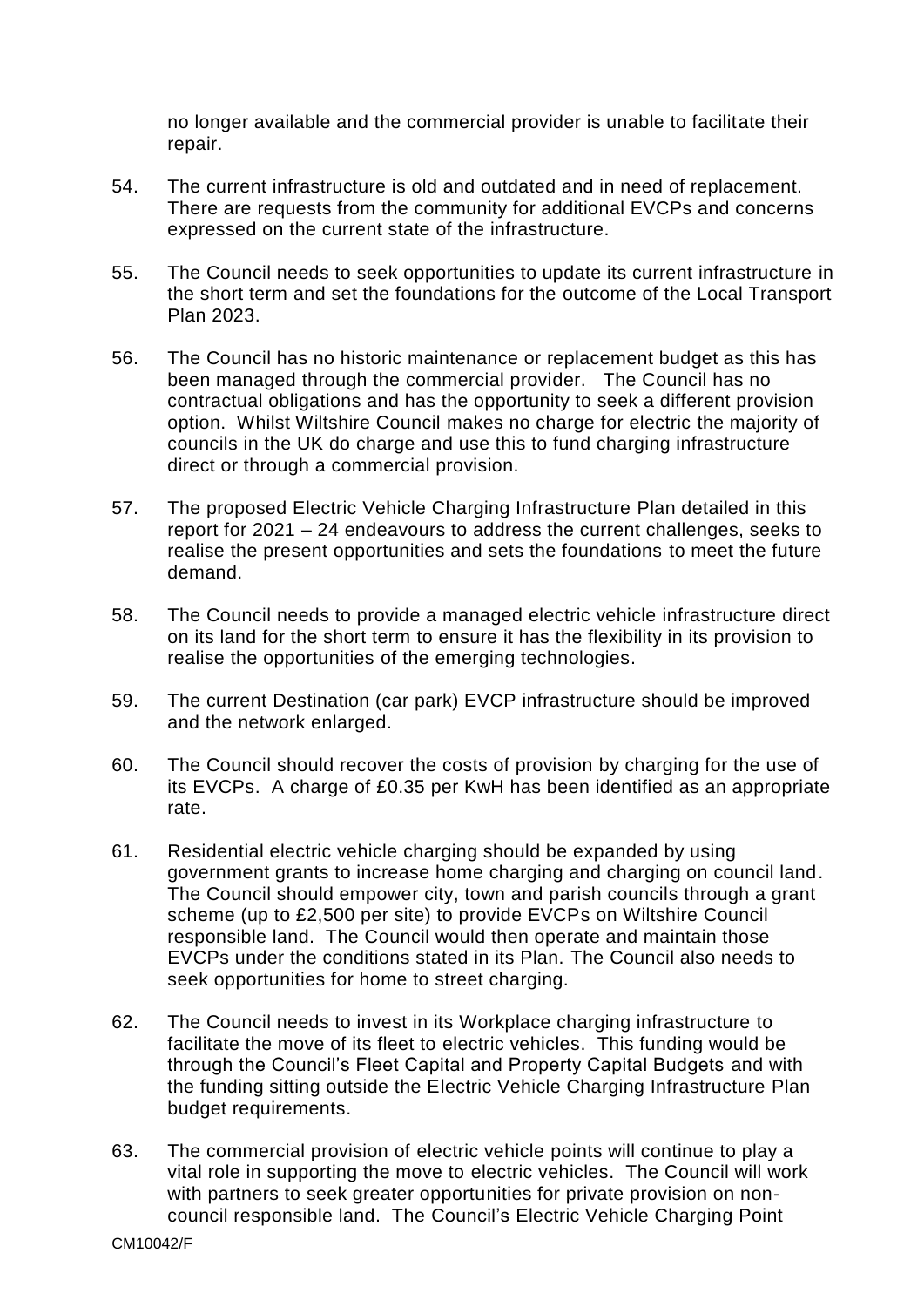no longer available and the commercial provider is unable to facilitate their repair.

54. The current infrastructure is old and outdated and in need of replacement. There are requests from the community for additional EVCPs and concerns expressed on the current state of the infrastructure.

55. The Council needs to seek opportunities to update its current infrastructure in the short term and set the foundations for the outcome of the Local Transport Plan 2023.

56. The Council has no historic maintenance or replacement budget as this has been managed through the commercial provider. The Council has no contractual obligations and has the opportunity to seek a different provision option. Whilst Wiltshire Council makes no charge for electric the majority of councils in the UK do charge and use this to fund charging infrastructure direct or through a commercial provision.

57. The proposed Electric Vehicle Charging Infrastructure Plan detailed in this report for 2021 – 24 endeavours to address the current challenges, seeks to realise the present opportunities and sets the foundations to meet the future demand.

58. The Council needs to provide a managed electric vehicle infrastructure direct on its land for the short term to ensure it has the flexibility in its provision to realise the opportunities of the emerging technologies.

59. The current Destination (car park) EVCP infrastructure should be improved and the network enlarged.

60. The Council should recover the costs of provision by charging for the use of its EVCPs. A charge of £0.35 per KwH has been identified as an appropriate rate.

61. Residential electric vehicle charging should be expanded by using government grants to increase home charging and charging on council land. The Council should empower city, town and parish councils through a grant scheme (up to £2,500 per site) to provide EVCPs on Wiltshire Council responsible land. The Council would then operate and maintain those EVCPs under the conditions stated in its Plan. The Council also needs to seek opportunities for home to street charging.

62. The Council needs to invest in its Workplace charging infrastructure to facilitate the move of its fleet to electric vehicles. This funding would be through the Council's Fleet Capital and Property Capital Budgets and with the funding sitting outside the Electric Vehicle Charging Infrastructure Plan budget requirements.

63. The commercial provision of electric vehicle points will continue to play a vital role in supporting the move to electric vehicles. The Council will work with partners to seek greater opportunities for private provision on non-council responsible land. The Council's Electric Vehicle Charging Point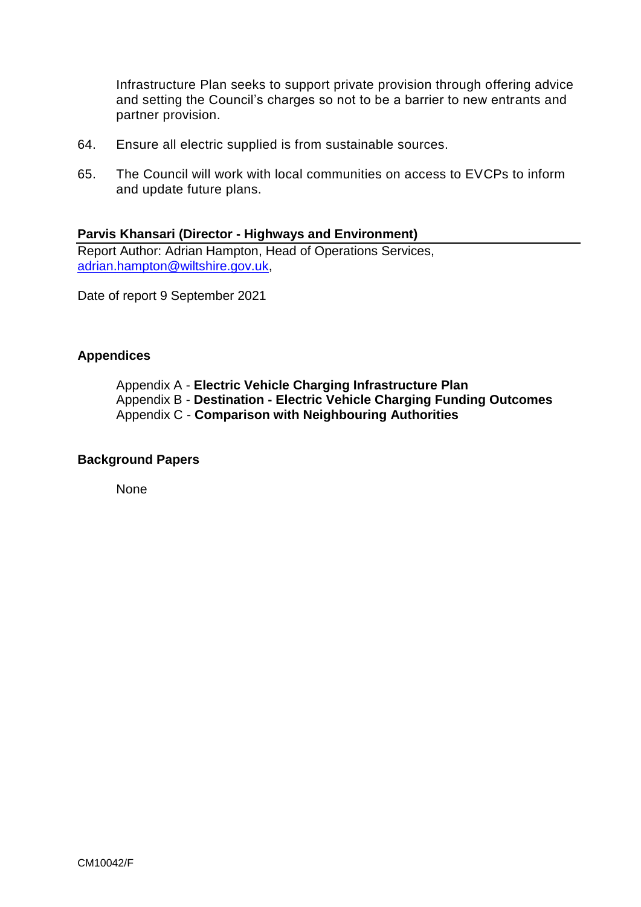Infrastructure Plan seeks to support private provision through offering advice and setting the Council's charges so not to be a barrier to new entrants and partner provision.

64. Ensure all electric supplied is from sustainable sources.

65. The Council will work with local communities on access to EVCPs to inform and update future plans.

**Parvis Khansari (Director - Highways and Environment)**

Report Author: Adrian Hampton, Head of Operations Services, adrian.hampton@wiltshire.gov.uk,

Date of report 9 September 2021

**Appendices**

Appendix A - **Electric Vehicle Charging Infrastructure Plan**
Appendix B - **Destination - Electric Vehicle Charging Funding Outcomes**
Appendix C - **Comparison with Neighbouring Authorities**

**Background Papers**

None

CM10042/F